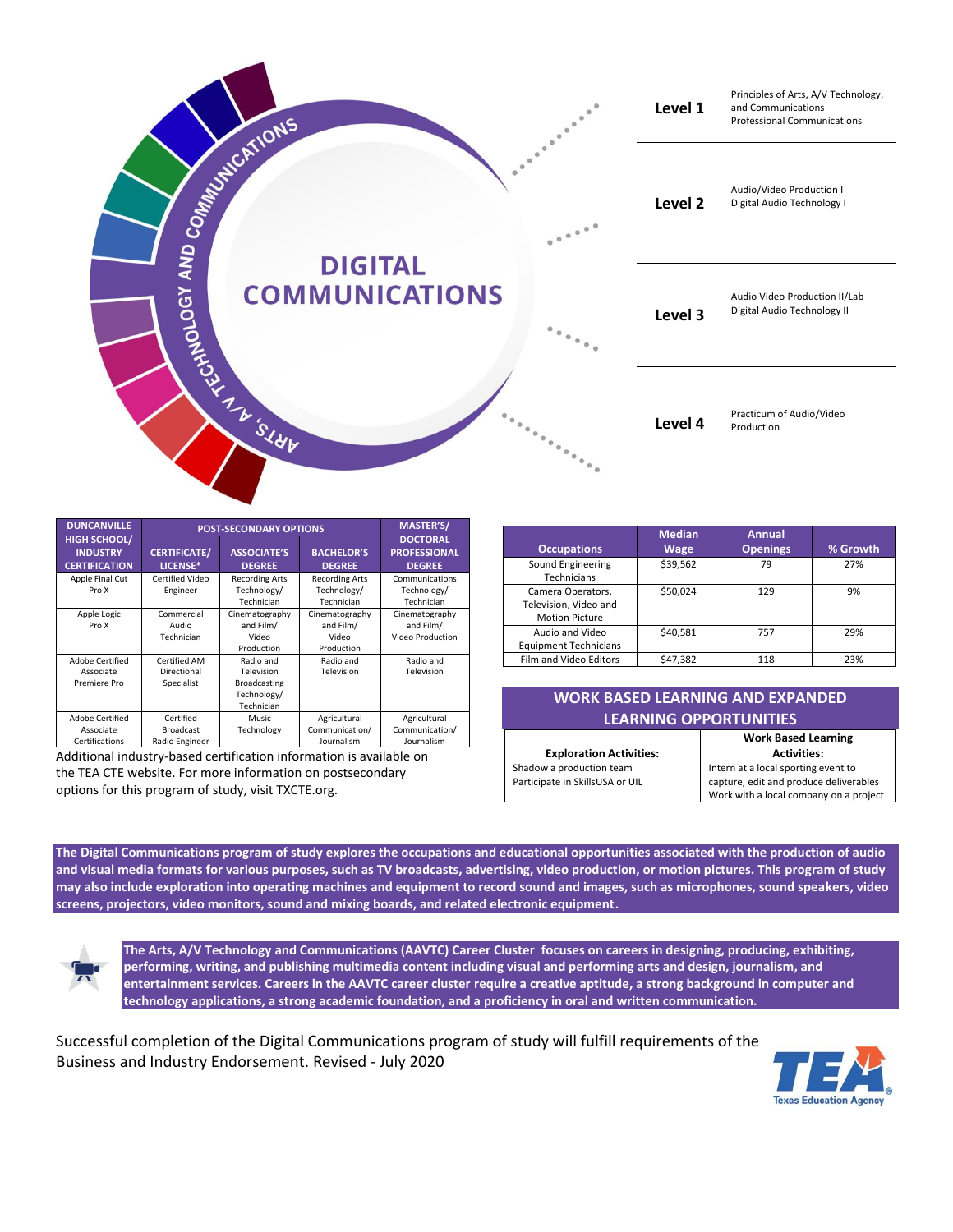# DIGITAL COMMUNICATIONS

ARTS, A/V TECHNOLOGY AND COMMUNICATIONS

| Level | Courses |
|---|---|
| **Level 1** | Principles of Arts, A/V Technology, and Communications<br>Professional Communications |
| **Level 2** | Audio/Video Production I<br>Digital Audio Technology I |
| **Level 3** | Audio Video Production II/Lab<br>Digital Audio Technology II |
| **Level 4** | Practicum of Audio/Video Production |

| DUNCANVILLE HIGH SCHOOL/ INDUSTRY CERTIFICATION | POST-SECONDARY OPTIONS | | | MASTER'S/ DOCTORAL PROFESSIONAL DEGREE |
|---|---|---|---|---|
| | CERTIFICATE/ LICENSE* | ASSOCIATE'S DEGREE | BACHELOR'S DEGREE | |
| Apple Final Cut Pro X | Certified Video Engineer | Recording Arts Technology/ Technician | Recording Arts Technology/ Technician | Communications Technology/ Technician |
| Apple Logic Pro X | Commercial Audio Technician | Cinematography and Film/ Video Production | Cinematography and Film/ Video Production | Cinematography and Film/ Video Production |
| Adobe Certified Associate Premiere Pro | Certified AM Directional Specialist | Radio and Television Broadcasting Technology/ Technician | Radio and Television | Radio and Television |
| Adobe Certified Associate Certifications | Certified Broadcast Radio Engineer | Music Technology | Agricultural Communication/ Journalism | Agricultural Communication/ Journalism |

Additional industry-based certification information is available on the TEA CTE website. For more information on postsecondary options for this program of study, visit TXCTE.org.

| Occupations | Median Wage | Annual Openings | % Growth |
|---|---|---|---|
| Sound Engineering Technicians | $39,562 | 79 | 27% |
| Camera Operators, Television, Video and Motion Picture | $50,024 | 129 | 9% |
| Audio and Video Equipment Technicians | $40,581 | 757 | 29% |
| Film and Video Editors | $47,382 | 118 | 23% |

## WORK BASED LEARNING AND EXPANDED LEARNING OPPORTUNITIES

| Exploration Activities: | Work Based Learning Activities: |
|---|---|
| Shadow a production team<br>Participate in SkillsUSA or UIL | Intern at a local sporting event to capture, edit and produce deliverables<br>Work with a local company on a project |

**The Digital Communications program of study explores the occupations and educational opportunities associated with the production of audio and visual media formats for various purposes, such as TV broadcasts, advertising, video production, or motion pictures. This program of study may also include exploration into operating machines and equipment to record sound and images, such as microphones, sound speakers, video screens, projectors, video monitors, sound and mixing boards, and related electronic equipment.**

**The Arts, A/V Technology and Communications (AAVTC) Career Cluster focuses on careers in designing, producing, exhibiting, performing, writing, and publishing multimedia content including visual and performing arts and design, journalism, and entertainment services. Careers in the AAVTC career cluster require a creative aptitude, a strong background in computer and technology applications, a strong academic foundation, and a proficiency in oral and written communication.**

Successful completion of the Digital Communications program of study will fulfill requirements of the Business and Industry Endorsement. Revised - July 2020

TEA Texas Education Agency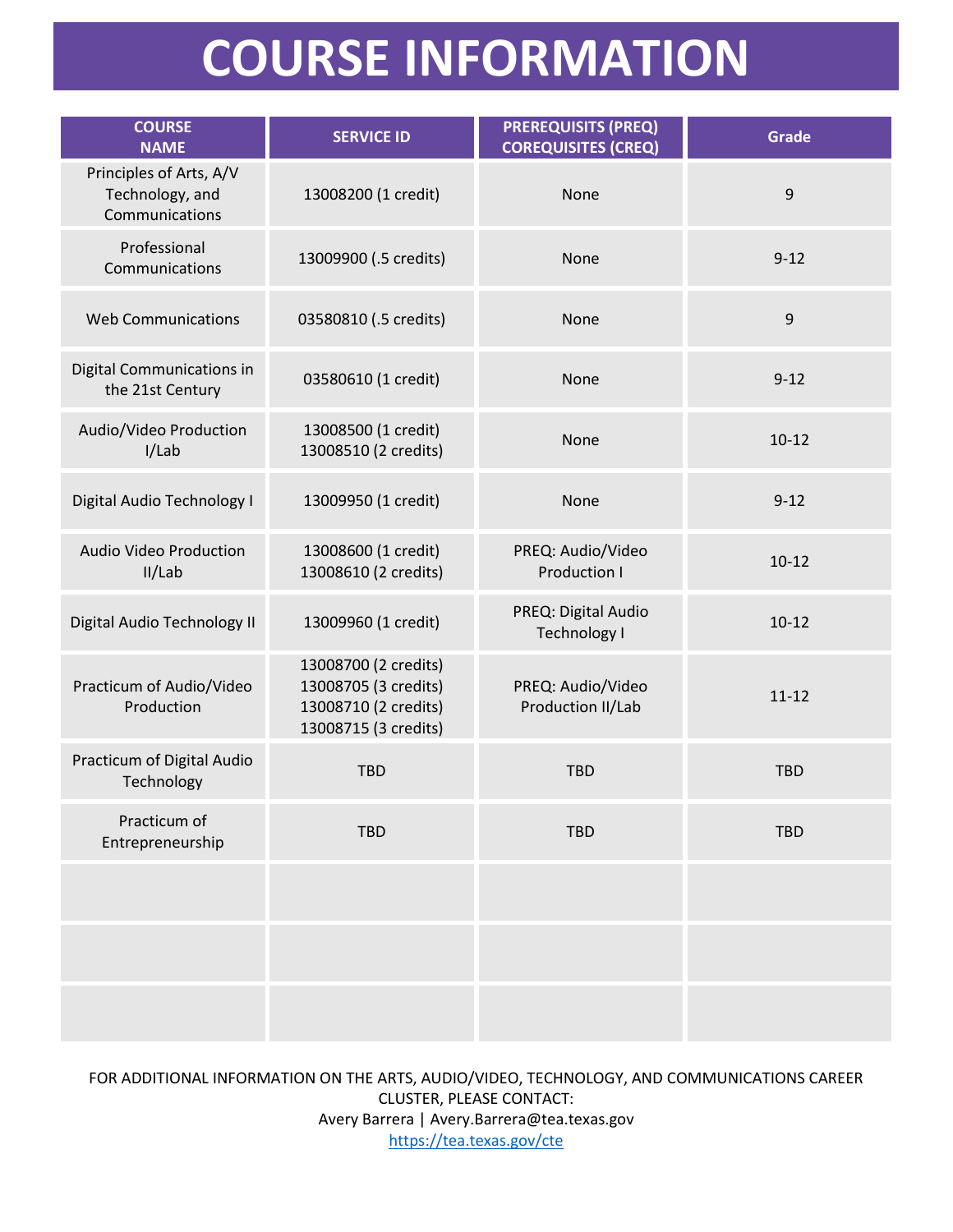# COURSE INFORMATION

| COURSE NAME | SERVICE ID | PREREQUISITS (PREQ) COREQUISITES (CREQ) | Grade |
|---|---|---|---|
| Principles of Arts, A/V Technology, and Communications | 13008200 (1 credit) | None | 9 |
| Professional Communications | 13009900 (.5 credits) | None | 9-12 |
| Web Communications | 03580810 (.5 credits) | None | 9 |
| Digital Communications in the 21st Century | 03580610 (1 credit) | None | 9-12 |
| Audio/Video Production I/Lab | 13008500 (1 credit)<br>13008510 (2 credits) | None | 10-12 |
| Digital Audio Technology I | 13009950 (1 credit) | None | 9-12 |
| Audio Video Production II/Lab | 13008600 (1 credit)<br>13008610 (2 credits) | PREQ: Audio/Video Production I | 10-12 |
| Digital Audio Technology II | 13009960 (1 credit) | PREQ: Digital Audio Technology I | 10-12 |
| Practicum of Audio/Video Production | 13008700 (2 credits)<br>13008705 (3 credits)<br>13008710 (2 credits)<br>13008715 (3 credits) | PREQ: Audio/Video Production II/Lab | 11-12 |
| Practicum of Digital Audio Technology | TBD | TBD | TBD |
| Practicum of Entrepreneurship | TBD | TBD | TBD |
| | | | |
| | | | |
| | | | |

FOR ADDITIONAL INFORMATION ON THE ARTS, AUDIO/VIDEO, TECHNOLOGY, AND COMMUNICATIONS CAREER CLUSTER, PLEASE CONTACT:

Avery Barrera | Avery.Barrera@tea.texas.gov

https://tea.texas.gov/cte